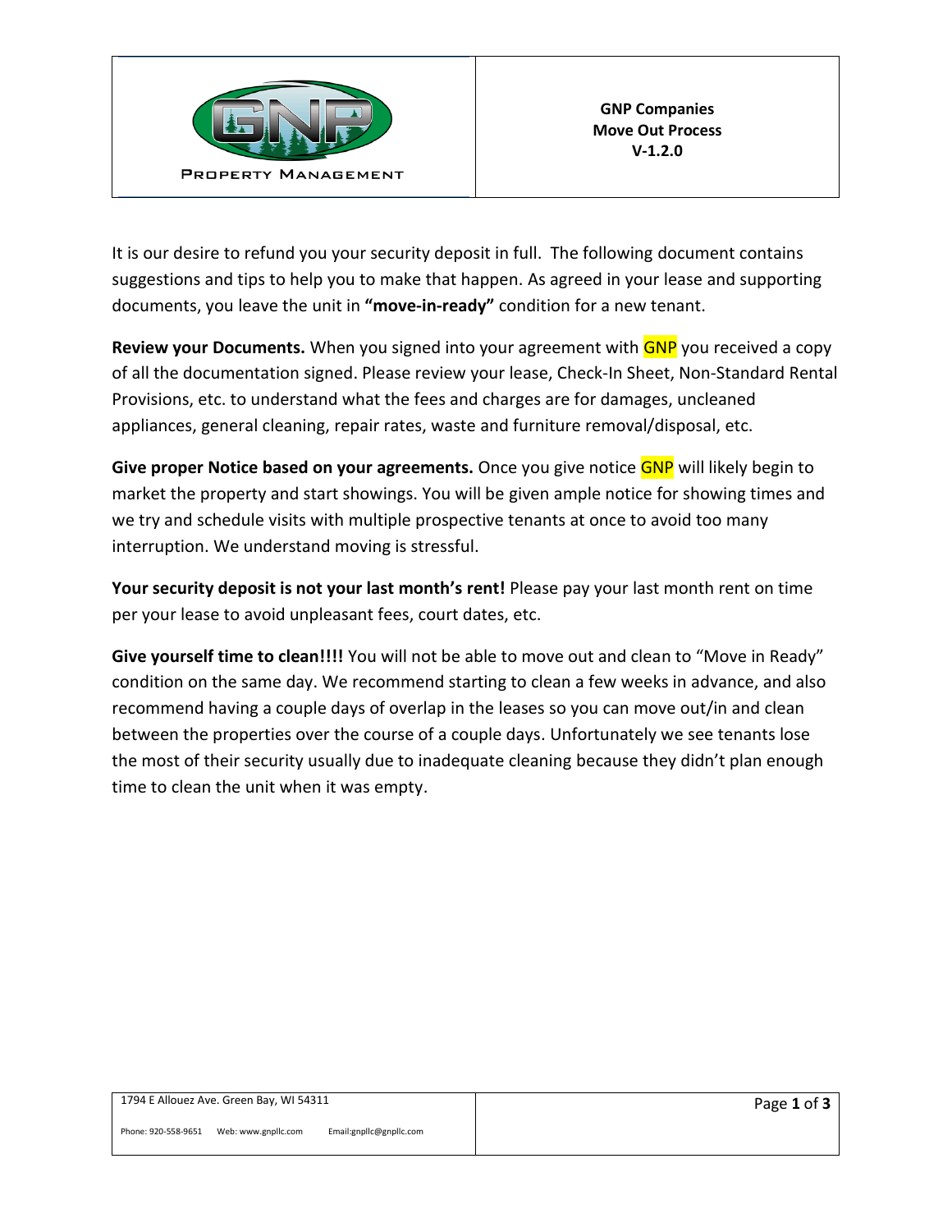**GNP Companies**
**Move Out Process**
**V-1.2.0**

It is our desire to refund you your security deposit in full. The following document contains suggestions and tips to help you to make that happen. As agreed in your lease and supporting documents, you leave the unit in **"move-in-ready"** condition for a new tenant.

**Review your Documents.** When you signed into your agreement with GNP you received a copy of all the documentation signed. Please review your lease, Check-In Sheet, Non-Standard Rental Provisions, etc. to understand what the fees and charges are for damages, uncleaned appliances, general cleaning, repair rates, waste and furniture removal/disposal, etc.

**Give proper Notice based on your agreements.** Once you give notice GNP will likely begin to market the property and start showings. You will be given ample notice for showing times and we try and schedule visits with multiple prospective tenants at once to avoid too many interruption. We understand moving is stressful.

**Your security deposit is not your last month's rent!** Please pay your last month rent on time per your lease to avoid unpleasant fees, court dates, etc.

**Give yourself time to clean!!!!** You will not be able to move out and clean to "Move in Ready" condition on the same day. We recommend starting to clean a few weeks in advance, and also recommend having a couple days of overlap in the leases so you can move out/in and clean between the properties over the course of a couple days. Unfortunately we see tenants lose the most of their security usually due to inadequate cleaning because they didn't plan enough time to clean the unit when it was empty.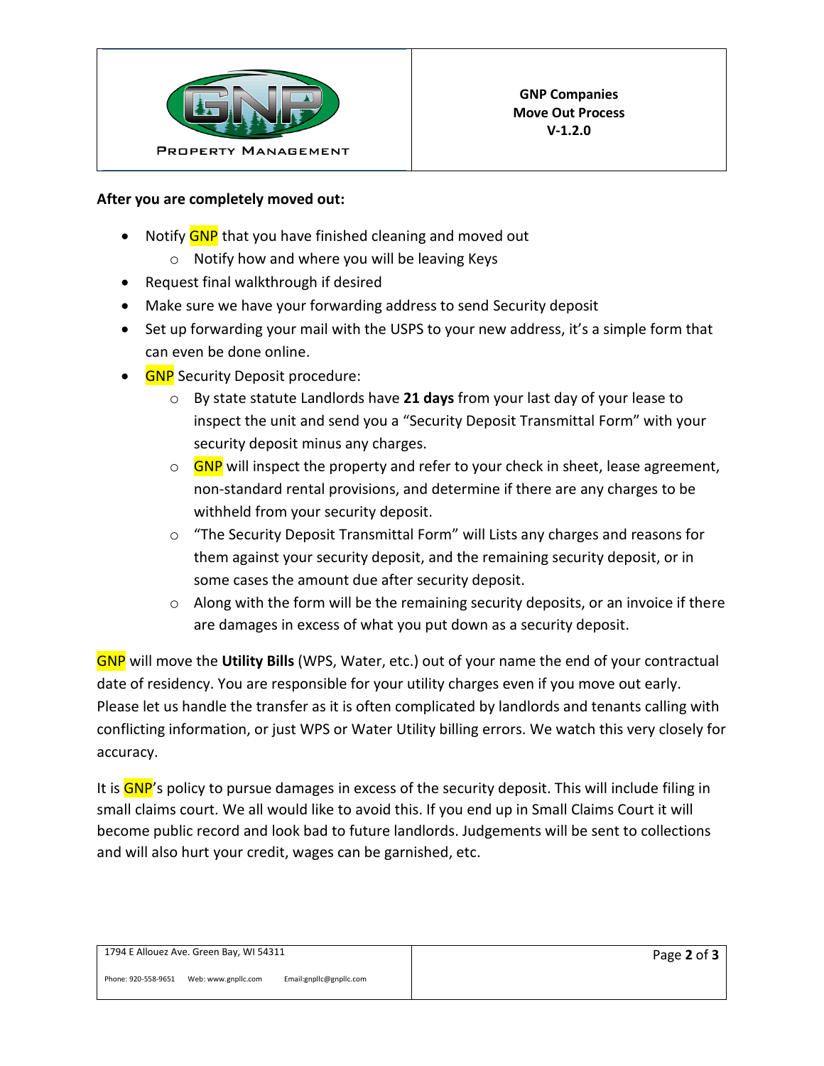**After you are completely moved out:**

- Notify GNP that you have finished cleaning and moved out
  - Notify how and where you will be leaving Keys
- Request final walkthrough if desired
- Make sure we have your forwarding address to send Security deposit
- Set up forwarding your mail with the USPS to your new address, it's a simple form that can even be done online.
- GNP Security Deposit procedure:
  - By state statute Landlords have **21 days** from your last day of your lease to inspect the unit and send you a "Security Deposit Transmittal Form" with your security deposit minus any charges.
  - GNP will inspect the property and refer to your check in sheet, lease agreement, non-standard rental provisions, and determine if there are any charges to be withheld from your security deposit.
  - "The Security Deposit Transmittal Form" will Lists any charges and reasons for them against your security deposit, and the remaining security deposit, or in some cases the amount due after security deposit.
  - Along with the form will be the remaining security deposits, or an invoice if there are damages in excess of what you put down as a security deposit.

GNP will move the **Utility Bills** (WPS, Water, etc.) out of your name the end of your contractual date of residency. You are responsible for your utility charges even if you move out early. Please let us handle the transfer as it is often complicated by landlords and tenants calling with conflicting information, or just WPS or Water Utility billing errors. We watch this very closely for accuracy.

It is GNP's policy to pursue damages in excess of the security deposit. This will include filing in small claims court. We all would like to avoid this. If you end up in Small Claims Court it will become public record and look bad to future landlords. Judgements will be sent to collections and will also hurt your credit, wages can be garnished, etc.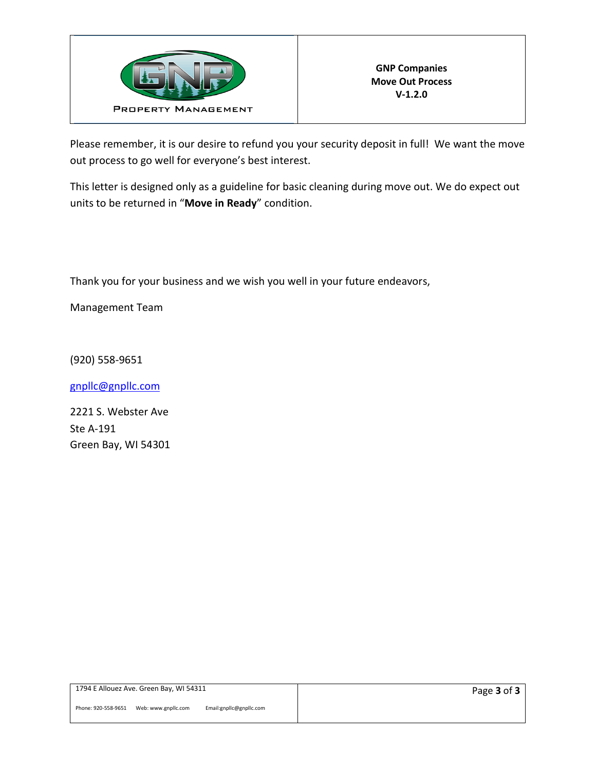Please remember, it is our desire to refund you your security deposit in full! We want the move out process to go well for everyone's best interest.

This letter is designed only as a guideline for basic cleaning during move out. We do expect out units to be returned in "**Move in Ready**" condition.

Thank you for your business and we wish you well in your future endeavors,

Management Team

(920) 558-9651

gnpllc@gnpllc.com

2221 S. Webster Ave
Ste A-191
Green Bay, WI 54301